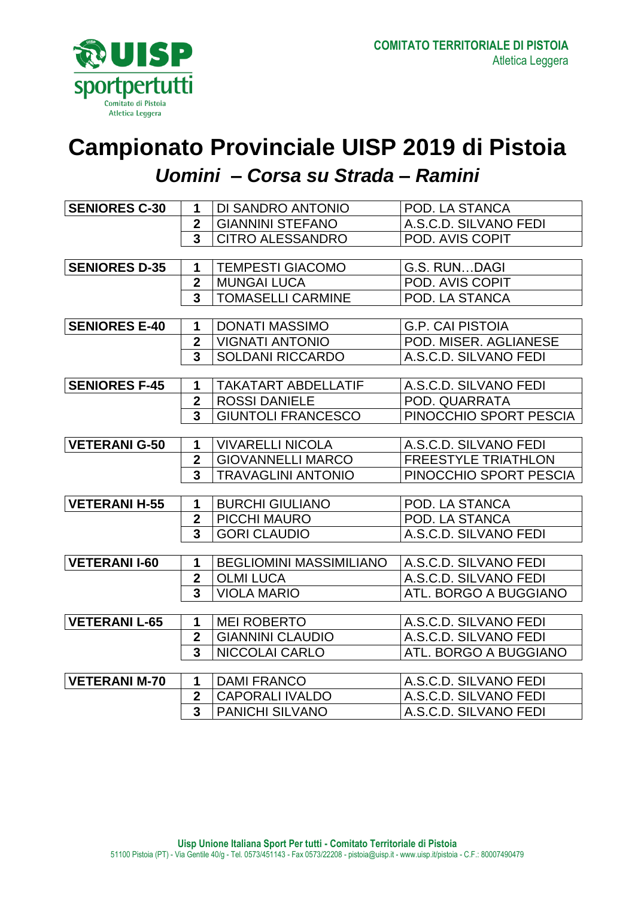# Campionato Provinciale UISP 2019 di Pistoia

## *Uomini – Corsa su Strada – Ramini*

| Categoria | Pos. | Atleta | Società |
|---|---|---|---|
| **SENIORES C-30** | **1** | DI SANDRO ANTONIO | POD. LA STANCA |
| | **2** | GIANNINI STEFANO | A.S.C.D. SILVANO FEDI |
| | **3** | CITRO ALESSANDRO | POD. AVIS COPIT |
| **SENIORES D-35** | **1** | TEMPESTI GIACOMO | G.S. RUN…DAGI |
| | **2** | MUNGAI LUCA | POD. AVIS COPIT |
| | **3** | TOMASELLI CARMINE | POD. LA STANCA |
| **SENIORES E-40** | **1** | DONATI MASSIMO | G.P. CAI PISTOIA |
| | **2** | VIGNATI ANTONIO | POD. MISER. AGLIANESE |
| | **3** | SOLDANI RICCARDO | A.S.C.D. SILVANO FEDI |
| **SENIORES F-45** | **1** | TAKATART ABDELLATIF | A.S.C.D. SILVANO FEDI |
| | **2** | ROSSI DANIELE | POD. QUARRATA |
| | **3** | GIUNTOLI FRANCESCO | PINOCCHIO SPORT PESCIA |
| **VETERANI G-50** | **1** | VIVARELLI NICOLA | A.S.C.D. SILVANO FEDI |
| | **2** | GIOVANNELLI MARCO | FREESTYLE TRIATHLON |
| | **3** | TRAVAGLINI ANTONIO | PINOCCHIO SPORT PESCIA |
| **VETERANI H-55** | **1** | BURCHI GIULIANO | POD. LA STANCA |
| | **2** | PICCHI MAURO | POD. LA STANCA |
| | **3** | GORI CLAUDIO | A.S.C.D. SILVANO FEDI |
| **VETERANI I-60** | **1** | BEGLIOMINI MASSIMILIANO | A.S.C.D. SILVANO FEDI |
| | **2** | OLMI LUCA | A.S.C.D. SILVANO FEDI |
| | **3** | VIOLA MARIO | ATL. BORGO A BUGGIANO |
| **VETERANI L-65** | **1** | MEI ROBERTO | A.S.C.D. SILVANO FEDI |
| | **2** | GIANNINI CLAUDIO | A.S.C.D. SILVANO FEDI |
| | **3** | NICCOLAI CARLO | ATL. BORGO A BUGGIANO |
| **VETERANI M-70** | **1** | DAMI FRANCO | A.S.C.D. SILVANO FEDI |
| | **2** | CAPORALI IVALDO | A.S.C.D. SILVANO FEDI |
| | **3** | PANICHI SILVANO | A.S.C.D. SILVANO FEDI |